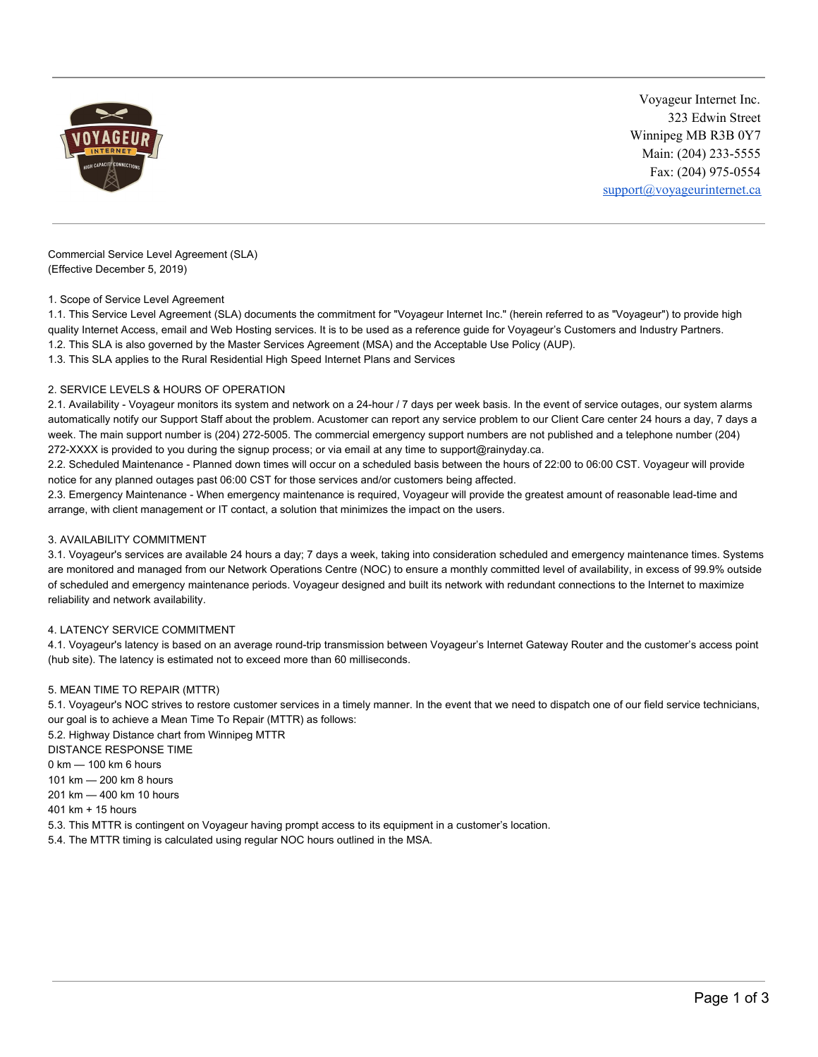Voyageur Internet Inc.
323 Edwin Street
Winnipeg MB R3B 0Y7
Main: (204) 233-5555
Fax: (204) 975-0554
support@voyageurinternet.ca

Commercial Service Level Agreement (SLA)
(Effective December 5, 2019)

1. Scope of Service Level Agreement

1.1. This Service Level Agreement (SLA) documents the commitment for "Voyageur Internet Inc." (herein referred to as "Voyageur") to provide high quality Internet Access, email and Web Hosting services. It is to be used as a reference guide for Voyageur's Customers and Industry Partners.

1.2. This SLA is also governed by the Master Services Agreement (MSA) and the Acceptable Use Policy (AUP).

1.3. This SLA applies to the Rural Residential High Speed Internet Plans and Services

2. SERVICE LEVELS & HOURS OF OPERATION

2.1. Availability - Voyageur monitors its system and network on a 24-hour / 7 days per week basis. In the event of service outages, our system alarms automatically notify our Support Staff about the problem. Acustomer can report any service problem to our Client Care center 24 hours a day, 7 days a week. The main support number is (204) 272-5005. The commercial emergency support numbers are not published and a telephone number (204) 272-XXXX is provided to you during the signup process; or via email at any time to support@rainyday.ca.

2.2. Scheduled Maintenance - Planned down times will occur on a scheduled basis between the hours of 22:00 to 06:00 CST. Voyageur will provide notice for any planned outages past 06:00 CST for those services and/or customers being affected.

2.3. Emergency Maintenance - When emergency maintenance is required, Voyageur will provide the greatest amount of reasonable lead-time and arrange, with client management or IT contact, a solution that minimizes the impact on the users.

3. AVAILABILITY COMMITMENT

3.1. Voyageur's services are available 24 hours a day; 7 days a week, taking into consideration scheduled and emergency maintenance times. Systems are monitored and managed from our Network Operations Centre (NOC) to ensure a monthly committed level of availability, in excess of 99.9% outside of scheduled and emergency maintenance periods. Voyageur designed and built its network with redundant connections to the Internet to maximize reliability and network availability.

4. LATENCY SERVICE COMMITMENT

4.1. Voyageur's latency is based on an average round-trip transmission between Voyageur's Internet Gateway Router and the customer's access point (hub site). The latency is estimated not to exceed more than 60 milliseconds.

5. MEAN TIME TO REPAIR (MTTR)

5.1. Voyageur's NOC strives to restore customer services in a timely manner. In the event that we need to dispatch one of our field service technicians, our goal is to achieve a Mean Time To Repair (MTTR) as follows:

5.2. Highway Distance chart from Winnipeg MTTR

| DISTANCE | RESPONSE TIME |
| --- | --- |
| 0 km — 100 km | 6 hours |
| 101 km — 200 km | 8 hours |
| 201 km — 400 km | 10 hours |
| 401 km + | 15 hours |

5.3. This MTTR is contingent on Voyageur having prompt access to its equipment in a customer's location.

5.4. The MTTR timing is calculated using regular NOC hours outlined in the MSA.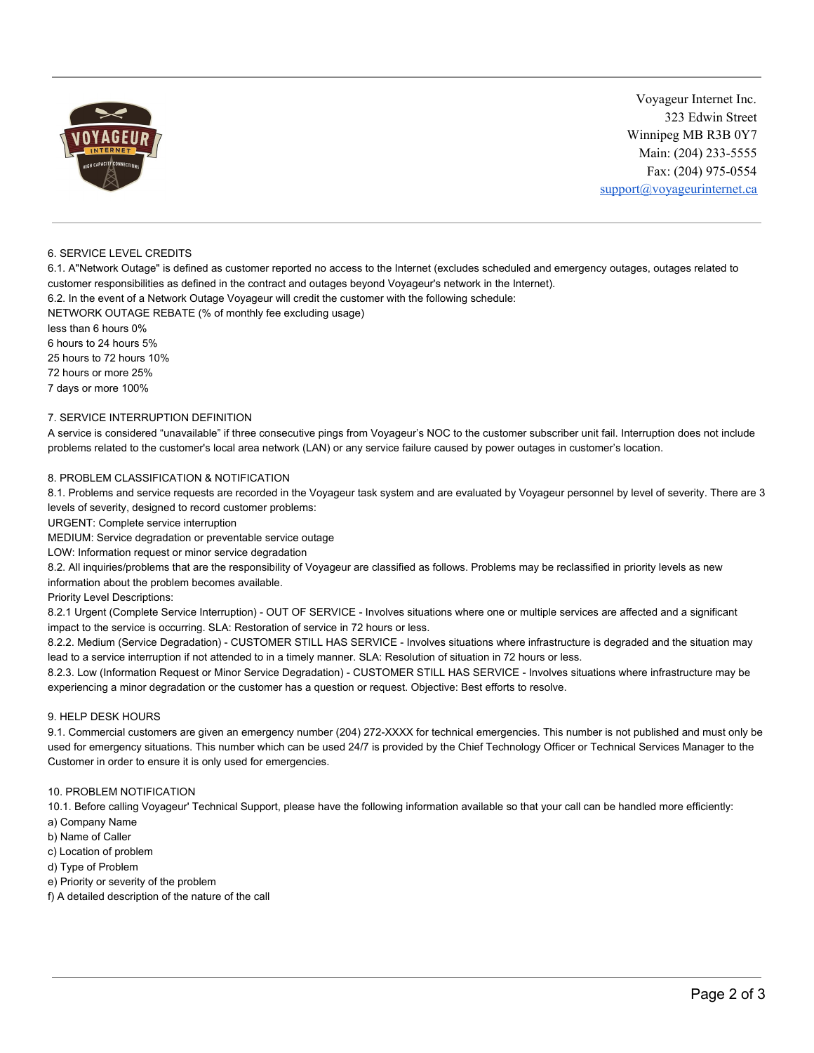Voyageur Internet Inc.
323 Edwin Street
Winnipeg MB R3B 0Y7
Main: (204) 233-5555
Fax: (204) 975-0554
support@voyageurinternet.ca

## 6. SERVICE LEVEL CREDITS

6.1. A"Network Outage" is defined as customer reported no access to the Internet (excludes scheduled and emergency outages, outages related to customer responsibilities as defined in the contract and outages beyond Voyageur's network in the Internet).

6.2. In the event of a Network Outage Voyageur will credit the customer with the following schedule:

NETWORK OUTAGE REBATE (% of monthly fee excluding usage)

less than 6 hours 0%
6 hours to 24 hours 5%
25 hours to 72 hours 10%
72 hours or more 25%
7 days or more 100%

## 7. SERVICE INTERRUPTION DEFINITION

A service is considered “unavailable” if three consecutive pings from Voyageur’s NOC to the customer subscriber unit fail. Interruption does not include problems related to the customer's local area network (LAN) or any service failure caused by power outages in customer’s location.

## 8. PROBLEM CLASSIFICATION & NOTIFICATION

8.1. Problems and service requests are recorded in the Voyageur task system and are evaluated by Voyageur personnel by level of severity. There are 3 levels of severity, designed to record customer problems:

URGENT: Complete service interruption
MEDIUM: Service degradation or preventable service outage
LOW: Information request or minor service degradation

8.2. All inquiries/problems that are the responsibility of Voyageur are classified as follows. Problems may be reclassified in priority levels as new information about the problem becomes available.

Priority Level Descriptions:

8.2.1 Urgent (Complete Service Interruption) - OUT OF SERVICE - Involves situations where one or multiple services are affected and a significant impact to the service is occurring. SLA: Restoration of service in 72 hours or less.

8.2.2. Medium (Service Degradation) - CUSTOMER STILL HAS SERVICE - Involves situations where infrastructure is degraded and the situation may lead to a service interruption if not attended to in a timely manner. SLA: Resolution of situation in 72 hours or less.

8.2.3. Low (Information Request or Minor Service Degradation) - CUSTOMER STILL HAS SERVICE - Involves situations where infrastructure may be experiencing a minor degradation or the customer has a question or request. Objective: Best efforts to resolve.

## 9. HELP DESK HOURS

9.1. Commercial customers are given an emergency number (204) 272-XXXX for technical emergencies. This number is not published and must only be used for emergency situations. This number which can be used 24/7 is provided by the Chief Technology Officer or Technical Services Manager to the Customer in order to ensure it is only used for emergencies.

## 10. PROBLEM NOTIFICATION

10.1. Before calling Voyageur' Technical Support, please have the following information available so that your call can be handled more efficiently:

a) Company Name
b) Name of Caller
c) Location of problem
d) Type of Problem
e) Priority or severity of the problem
f) A detailed description of the nature of the call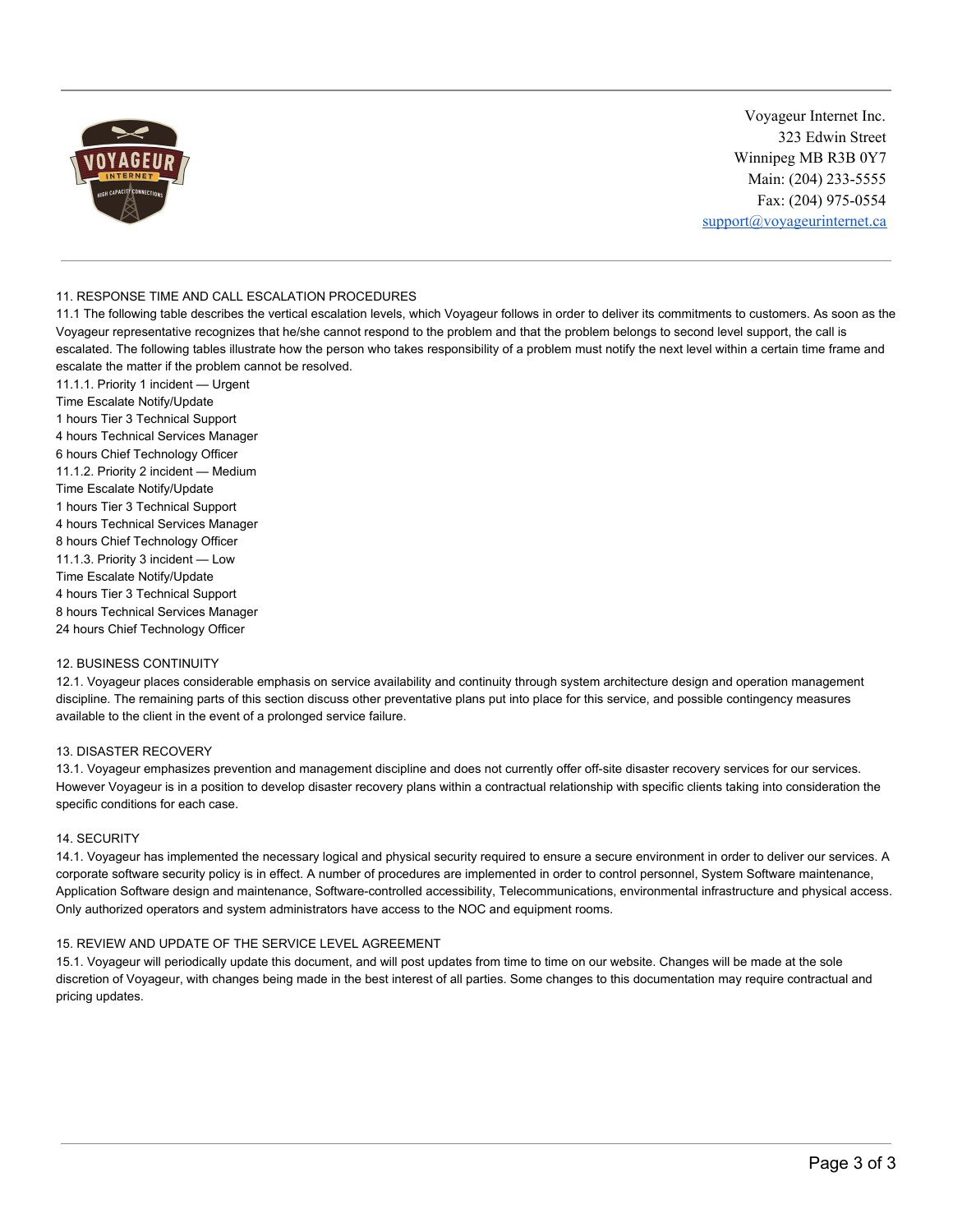Voyageur Internet Inc.
323 Edwin Street
Winnipeg MB R3B 0Y7
Main: (204) 233-5555
Fax: (204) 975-0554
support@voyageurinternet.ca

## 11. RESPONSE TIME AND CALL ESCALATION PROCEDURES

11.1 The following table describes the vertical escalation levels, which Voyageur follows in order to deliver its commitments to customers. As soon as the Voyageur representative recognizes that he/she cannot respond to the problem and that the problem belongs to second level support, the call is escalated. The following tables illustrate how the person who takes responsibility of a problem must notify the next level within a certain time frame and escalate the matter if the problem cannot be resolved.

11.1.1. Priority 1 incident — Urgent

| Time Escalate | Notify/Update |
| --- | --- |
| 1 hours | Tier 3 Technical Support |
| 4 hours | Technical Services Manager |
| 6 hours | Chief Technology Officer |

11.1.2. Priority 2 incident — Medium

| Time Escalate | Notify/Update |
| --- | --- |
| 1 hours | Tier 3 Technical Support |
| 4 hours | Technical Services Manager |
| 8 hours | Chief Technology Officer |

11.1.3. Priority 3 incident — Low

| Time Escalate | Notify/Update |
| --- | --- |
| 4 hours | Tier 3 Technical Support |
| 8 hours | Technical Services Manager |
| 24 hours | Chief Technology Officer |

## 12. BUSINESS CONTINUITY

12.1. Voyageur places considerable emphasis on service availability and continuity through system architecture design and operation management discipline. The remaining parts of this section discuss other preventative plans put into place for this service, and possible contingency measures available to the client in the event of a prolonged service failure.

## 13. DISASTER RECOVERY

13.1. Voyageur emphasizes prevention and management discipline and does not currently offer off-site disaster recovery services for our services. However Voyageur is in a position to develop disaster recovery plans within a contractual relationship with specific clients taking into consideration the specific conditions for each case.

## 14. SECURITY

14.1. Voyageur has implemented the necessary logical and physical security required to ensure a secure environment in order to deliver our services. A corporate software security policy is in effect. A number of procedures are implemented in order to control personnel, System Software maintenance, Application Software design and maintenance, Software-controlled accessibility, Telecommunications, environmental infrastructure and physical access. Only authorized operators and system administrators have access to the NOC and equipment rooms.

## 15. REVIEW AND UPDATE OF THE SERVICE LEVEL AGREEMENT

15.1. Voyageur will periodically update this document, and will post updates from time to time on our website. Changes will be made at the sole discretion of Voyageur, with changes being made in the best interest of all parties. Some changes to this documentation may require contractual and pricing updates.